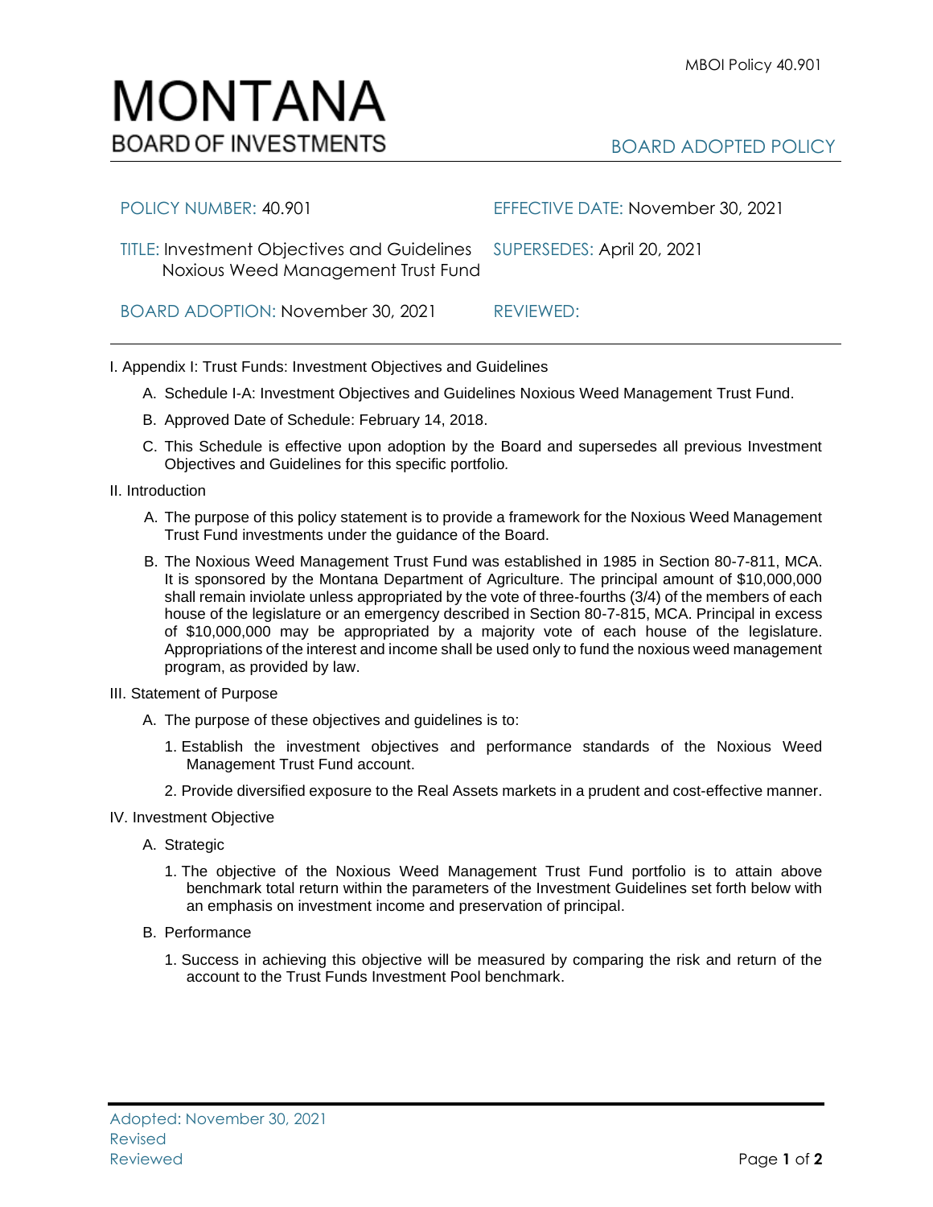# MONTANA
BOARD OF INVESTMENTS

MBOI Policy 40.901

BOARD ADOPTED POLICY

| | |
|---|---|
| POLICY NUMBER: 40.901 | EFFECTIVE DATE: November 30, 2021 |
| TITLE: Investment Objectives and Guidelines Noxious Weed Management Trust Fund | SUPERSEDES: April 20, 2021 |
| BOARD ADOPTION: November 30, 2021 | REVIEWED: |

I. Appendix I: Trust Funds: Investment Objectives and Guidelines

A. Schedule I-A: Investment Objectives and Guidelines Noxious Weed Management Trust Fund.

B. Approved Date of Schedule: February 14, 2018.

C. This Schedule is effective upon adoption by the Board and supersedes all previous Investment Objectives and Guidelines for this specific portfolio.

II. Introduction

A. The purpose of this policy statement is to provide a framework for the Noxious Weed Management Trust Fund investments under the guidance of the Board.

B. The Noxious Weed Management Trust Fund was established in 1985 in Section 80-7-811, MCA. It is sponsored by the Montana Department of Agriculture. The principal amount of $10,000,000 shall remain inviolate unless appropriated by the vote of three-fourths (3/4) of the members of each house of the legislature or an emergency described in Section 80-7-815, MCA. Principal in excess of $10,000,000 may be appropriated by a majority vote of each house of the legislature. Appropriations of the interest and income shall be used only to fund the noxious weed management program, as provided by law.

III. Statement of Purpose

A. The purpose of these objectives and guidelines is to:

1. Establish the investment objectives and performance standards of the Noxious Weed Management Trust Fund account.

2. Provide diversified exposure to the Real Assets markets in a prudent and cost-effective manner.

IV. Investment Objective

A. Strategic

1. The objective of the Noxious Weed Management Trust Fund portfolio is to attain above benchmark total return within the parameters of the Investment Guidelines set forth below with an emphasis on investment income and preservation of principal.

B. Performance

1. Success in achieving this objective will be measured by comparing the risk and return of the account to the Trust Funds Investment Pool benchmark.

Adopted: November 30, 2021
Revised
Reviewed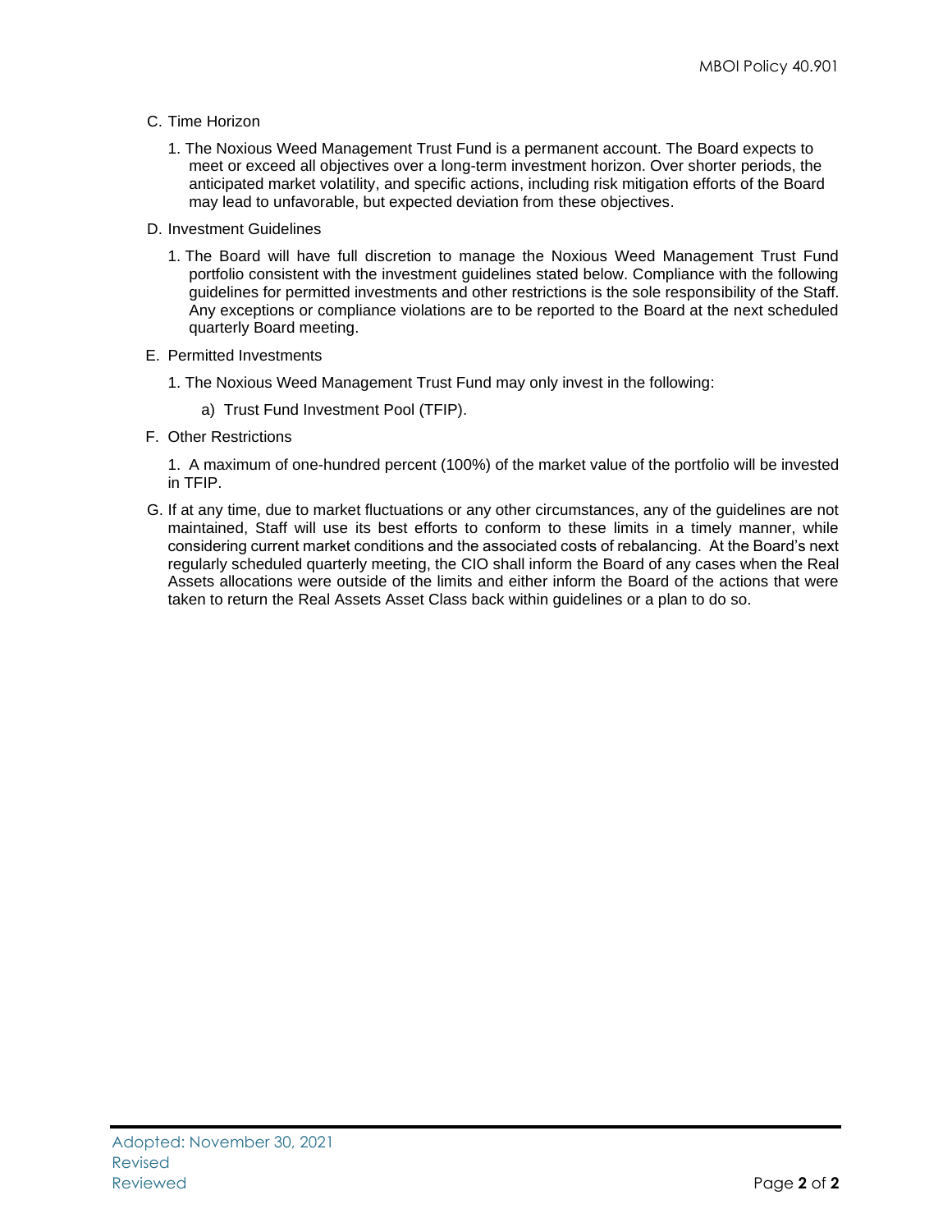C. Time Horizon

1. The Noxious Weed Management Trust Fund is a permanent account. The Board expects to meet or exceed all objectives over a long-term investment horizon. Over shorter periods, the anticipated market volatility, and specific actions, including risk mitigation efforts of the Board may lead to unfavorable, but expected deviation from these objectives.

D. Investment Guidelines

1. The Board will have full discretion to manage the Noxious Weed Management Trust Fund portfolio consistent with the investment guidelines stated below. Compliance with the following guidelines for permitted investments and other restrictions is the sole responsibility of the Staff. Any exceptions or compliance violations are to be reported to the Board at the next scheduled quarterly Board meeting.

E. Permitted Investments

1. The Noxious Weed Management Trust Fund may only invest in the following:

a) Trust Fund Investment Pool (TFIP).

F. Other Restrictions

1. A maximum of one-hundred percent (100%) of the market value of the portfolio will be invested in TFIP.

G. If at any time, due to market fluctuations or any other circumstances, any of the guidelines are not maintained, Staff will use its best efforts to conform to these limits in a timely manner, while considering current market conditions and the associated costs of rebalancing. At the Board's next regularly scheduled quarterly meeting, the CIO shall inform the Board of any cases when the Real Assets allocations were outside of the limits and either inform the Board of the actions that were taken to return the Real Assets Asset Class back within guidelines or a plan to do so.

Adopted: November 30, 2021
Revised
Reviewed